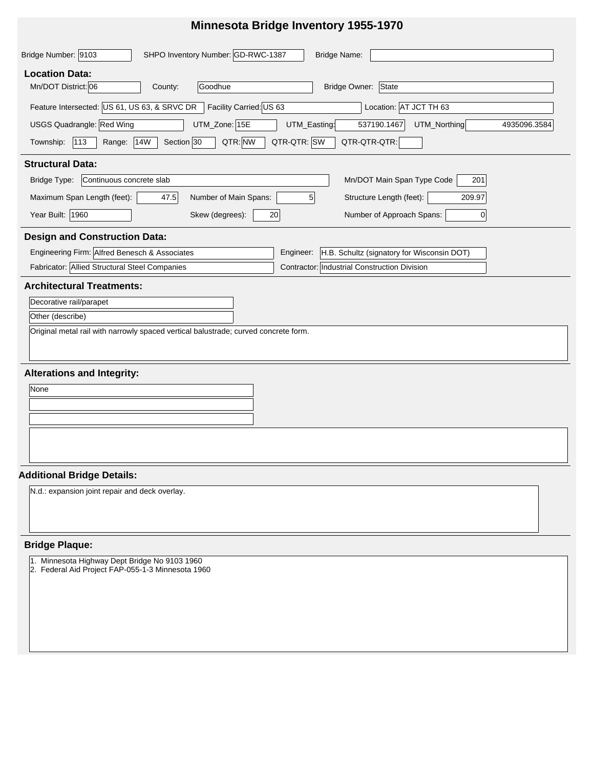# Minnesota Bridge Inventory 1955-1970

Bridge Number: 9103    SHPO Inventory Number: GD-RWC-1387    Bridge Name:

## Location Data:

Mn/DOT District: 06    County: Goodhue    Bridge Owner: State

Feature Intersected: US 61, US 63, & SRVC DR    Facility Carried: US 63    Location: AT JCT TH 63

USGS Quadrangle: Red Wing    UTM_Zone: 15E    UTM_Easting: 537190.1467    UTM_Northing: 4935096.3584

Township: 113    Range: 14W    Section: 30    QTR: NW    QTR-QTR: SW    QTR-QTR-QTR:

## Structural Data:

Bridge Type: Continuous concrete slab    Mn/DOT Main Span Type Code: 201

Maximum Span Length (feet): 47.5    Number of Main Spans: 5    Structure Length (feet): 209.97

Year Built: 1960    Skew (degrees): 20    Number of Approach Spans: 0

## Design and Construction Data:

Engineering Firm: Alfred Benesch & Associates    Engineer: H.B. Schultz (signatory for Wisconsin DOT)

Fabricator: Allied Structural Steel Companies    Contractor: Industrial Construction Division

## Architectural Treatments:

Decorative rail/parapet

Other (describe)

Original metal rail with narrowly spaced vertical balustrade; curved concrete form.

## Alterations and Integrity:

None

## Additional Bridge Details:

N.d.: expansion joint repair and deck overlay.

## Bridge Plaque:

1. Minnesota Highway Dept Bridge No 9103 1960
2. Federal Aid Project FAP-055-1-3 Minnesota 1960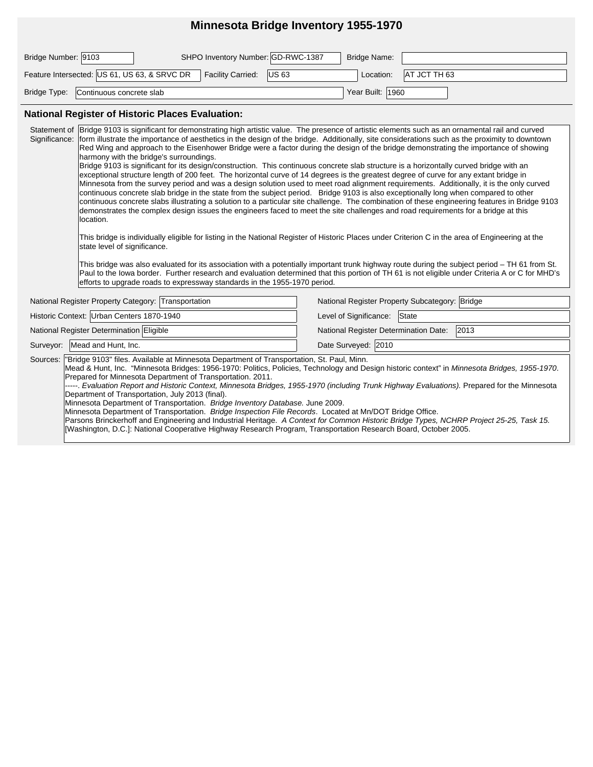# Minnesota Bridge Inventory 1955-1970

| Field | Value |
|---|---|
| Bridge Number | 9103 |
| SHPO Inventory Number | GD-RWC-1387 |
| Bridge Name | |
| Feature Intersected | US 61, US 63, & SRVC DR |
| Facility Carried | US 63 |
| Location | AT JCT TH 63 |
| Bridge Type | Continuous concrete slab |
| Year Built | 1960 |

## National Register of Historic Places Evaluation:

**Statement of Significance:**

Bridge 9103 is significant for demonstrating high artistic value. The presence of artistic elements such as an ornamental rail and curved form illustrate the importance of aesthetics in the design of the bridge. Additionally, site considerations such as the proximity to downtown Red Wing and approach to the Eisenhower Bridge were a factor during the design of the bridge demonstrating the importance of showing harmony with the bridge's surroundings.

Bridge 9103 is significant for its design/construction. This continuous concrete slab structure is a horizontally curved bridge with an exceptional structure length of 200 feet. The horizontal curve of 14 degrees is the greatest degree of curve for any extant bridge in Minnesota from the survey period and was a design solution used to meet road alignment requirements. Additionally, it is the only curved continuous concrete slab bridge in the state from the subject period. Bridge 9103 is also exceptionally long when compared to other continuous concrete slabs illustrating a solution to a particular site challenge. The combination of these engineering features in Bridge 9103 demonstrates the complex design issues the engineers faced to meet the site challenges and road requirements for a bridge at this location.

This bridge is individually eligible for listing in the National Register of Historic Places under Criterion C in the area of Engineering at the state level of significance.

This bridge was also evaluated for its association with a potentially important trunk highway route during the subject period – TH 61 from St. Paul to the Iowa border. Further research and evaluation determined that this portion of TH 61 is not eligible under Criteria A or C for MHD's efforts to upgrade roads to expressway standards in the 1955-1970 period.

| Field | Value |
|---|---|
| National Register Property Category | Transportation |
| National Register Property Subcategory | Bridge |
| Historic Context | Urban Centers 1870-1940 |
| Level of Significance | State |
| National Register Determination | Eligible |
| National Register Determination Date | 2013 |
| Surveyor | Mead and Hunt, Inc. |
| Date Surveyed | 2010 |

**Sources:**

"Bridge 9103" files. Available at Minnesota Department of Transportation, St. Paul, Minn.

Mead & Hunt, Inc. "Minnesota Bridges: 1956-1970: Politics, Policies, Technology and Design historic context" in *Minnesota Bridges, 1955-1970*. Prepared for Minnesota Department of Transportation. 2011.

-----. *Evaluation Report and Historic Context, Minnesota Bridges, 1955-1970 (including Trunk Highway Evaluations).* Prepared for the Minnesota Department of Transportation, July 2013 (final).

Minnesota Department of Transportation. *Bridge Inventory Database.* June 2009.

Minnesota Department of Transportation. *Bridge Inspection File Records*. Located at Mn/DOT Bridge Office.

Parsons Brinckerhoff and Engineering and Industrial Heritage. *A Context for Common Historic Bridge Types, NCHRP Project 25-25, Task 15.* [Washington, D.C.]: National Cooperative Highway Research Program, Transportation Research Board, October 2005.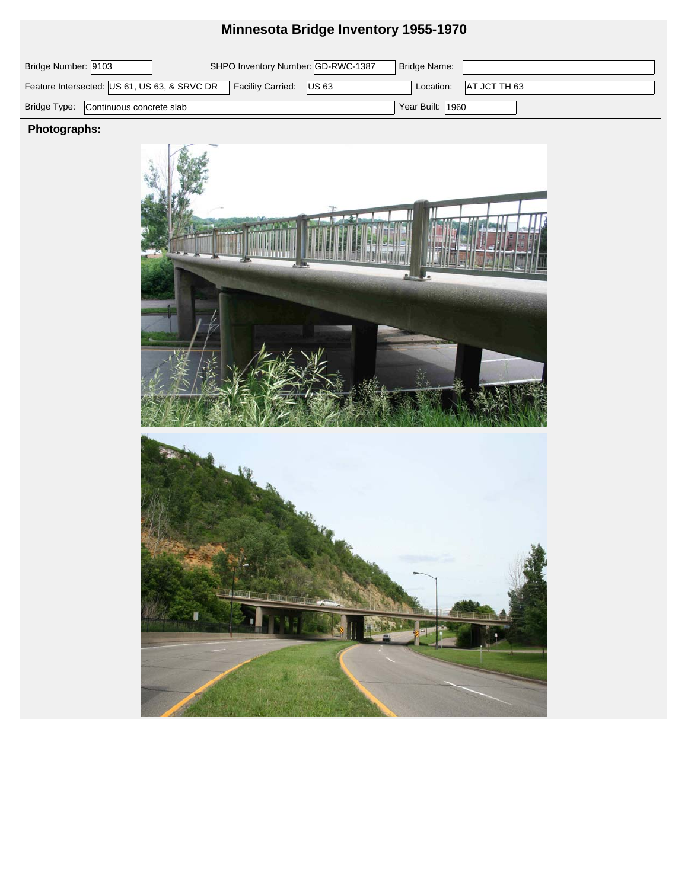# Minnesota Bridge Inventory 1955-1970

Bridge Number: 9103

SHPO Inventory Number: GD-RWC-1387

Bridge Name:

Feature Intersected: US 61, US 63, & SRVC DR

Facility Carried: US 63

Location: AT JCT TH 63

Bridge Type: Continuous concrete slab

Year Built: 1960

**Photographs:**